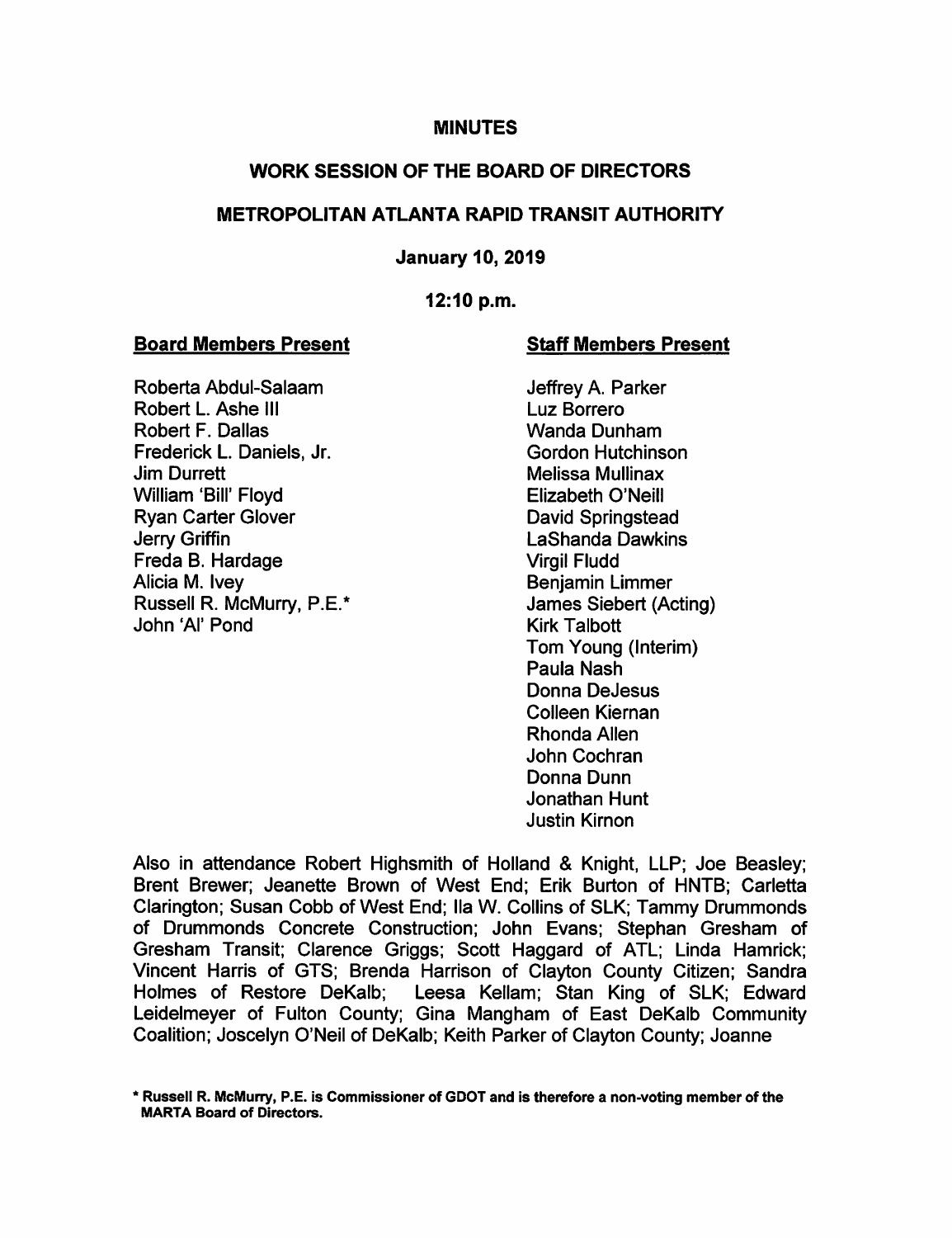# MINUTES

## WORK SESSION OF THE BOARD OF DIRECTORS

## METROPOLITAN ATLANTA RAPID TRANSIT AUTHORITY

**January 10, 2019**

**12:10 p.m.**

**Board Members Present**

Roberta Abdul-Salaam
Robert L. Ashe III
Robert F. Dallas
Frederick L. Daniels, Jr.
Jim Durrett
William 'Bill' Floyd
Ryan Carter Glover
Jerry Griffin
Freda B. Hardage
Alicia M. Ivey
Russell R. McMurry, P.E.*
John 'Al' Pond

**Staff Members Present**

Jeffrey A. Parker
Luz Borrero
Wanda Dunham
Gordon Hutchinson
Melissa Mullinax
Elizabeth O'Neill
David Springstead
LaShanda Dawkins
Virgil Fludd
Benjamin Limmer
James Siebert (Acting)
Kirk Talbott
Tom Young (Interim)
Paula Nash
Donna DeJesus
Colleen Kiernan
Rhonda Allen
John Cochran
Donna Dunn
Jonathan Hunt
Justin Kirnon

Also in attendance Robert Highsmith of Holland & Knight, LLP; Joe Beasley; Brent Brewer; Jeanette Brown of West End; Erik Burton of HNTB; Carletta Clarington; Susan Cobb of West End; Ila W. Collins of SLK; Tammy Drummonds of Drummonds Concrete Construction; John Evans; Stephan Gresham of Gresham Transit; Clarence Griggs; Scott Haggard of ATL; Linda Hamrick; Vincent Harris of GTS; Brenda Harrison of Clayton County Citizen; Sandra Holmes of Restore DeKalb; Leesa Kellam; Stan King of SLK; Edward Leidelmeyer of Fulton County; Gina Mangham of East DeKalb Community Coalition; Joscelyn O'Neil of DeKalb; Keith Parker of Clayton County; Joanne

**\* Russell R. McMurry, P.E. is Commissioner of GDOT and is therefore a non-voting member of the MARTA Board of Directors.**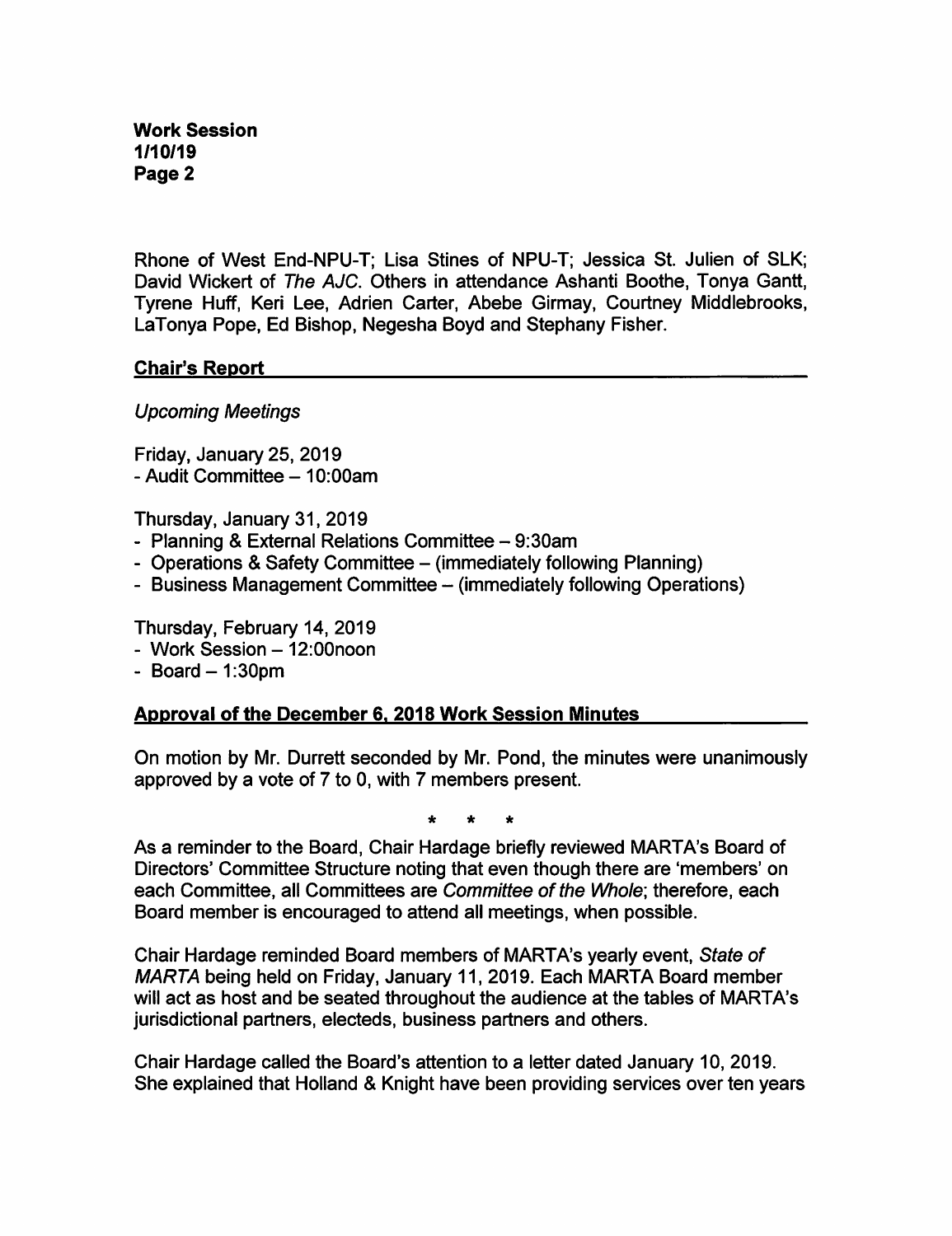Rhone of West End-NPU-T; Lisa Stines of NPU-T; Jessica St. Julien of SLK; David Wickert of *The AJC*. Others in attendance Ashanti Boothe, Tonya Gantt, Tyrene Huff, Keri Lee, Adrien Carter, Abebe Girmay, Courtney Middlebrooks, LaTonya Pope, Ed Bishop, Negesha Boyd and Stephany Fisher.

## Chair's Report

*Upcoming Meetings*

Friday, January 25, 2019
- Audit Committee – 10:00am

Thursday, January 31, 2019
- Planning & External Relations Committee – 9:30am
- Operations & Safety Committee – (immediately following Planning)
- Business Management Committee – (immediately following Operations)

Thursday, February 14, 2019
- Work Session – 12:00noon
- Board – 1:30pm

## Approval of the December 6, 2018 Work Session Minutes

On motion by Mr. Durrett seconded by Mr. Pond, the minutes were unanimously approved by a vote of 7 to 0, with 7 members present.

\* \* \*

As a reminder to the Board, Chair Hardage briefly reviewed MARTA's Board of Directors' Committee Structure noting that even though there are 'members' on each Committee, all Committees are *Committee of the Whole*; therefore, each Board member is encouraged to attend all meetings, when possible.

Chair Hardage reminded Board members of MARTA's yearly event, *State of MARTA* being held on Friday, January 11, 2019. Each MARTA Board member will act as host and be seated throughout the audience at the tables of MARTA's jurisdictional partners, electeds, business partners and others.

Chair Hardage called the Board's attention to a letter dated January 10, 2019. She explained that Holland & Knight have been providing services over ten years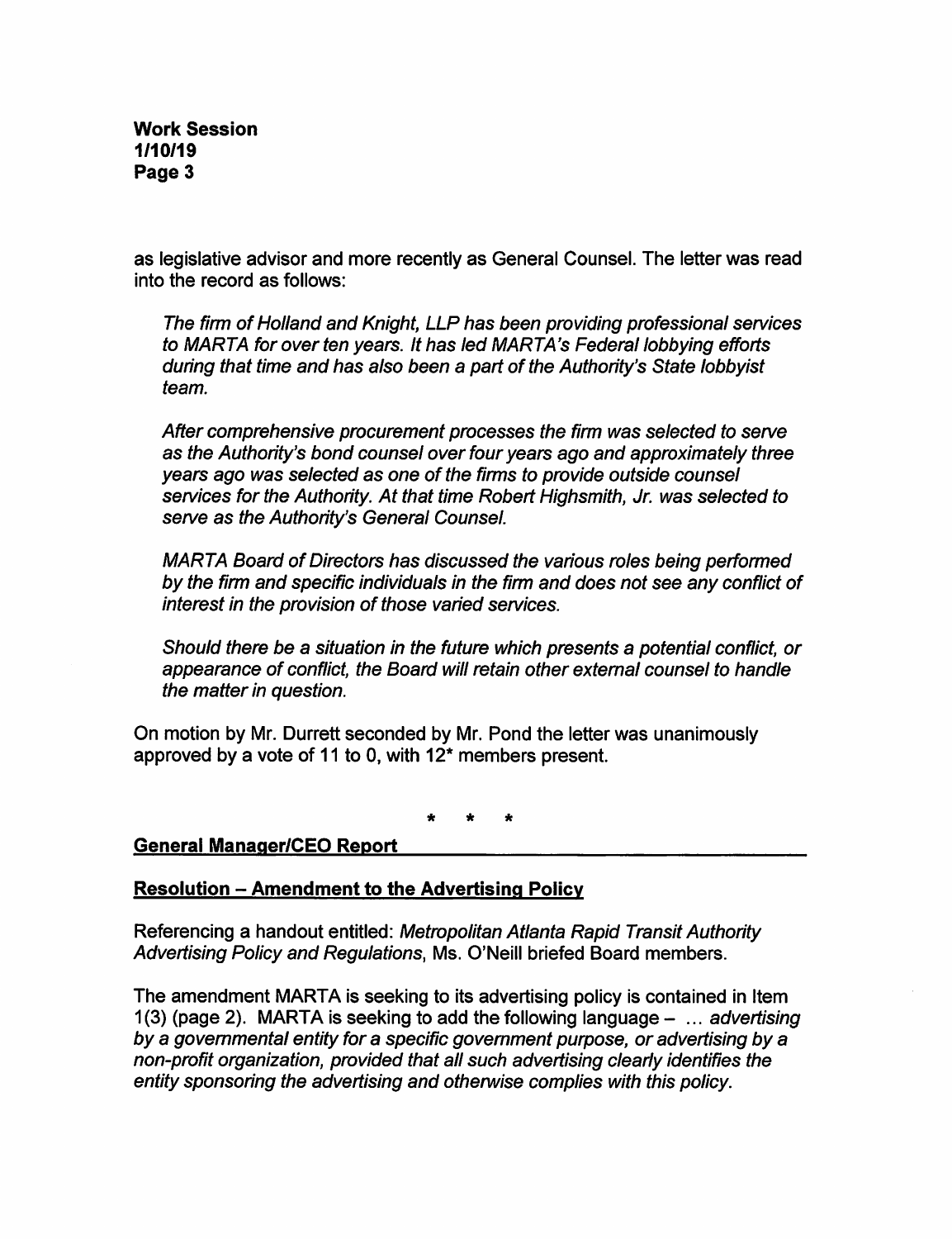as legislative advisor and more recently as General Counsel. The letter was read into the record as follows:

> *The firm of Holland and Knight, LLP has been providing professional services to MARTA for over ten years. It has led MARTA's Federal lobbying efforts during that time and has also been a part of the Authority's State lobbyist team.*
>
> *After comprehensive procurement processes the firm was selected to serve as the Authority's bond counsel over four years ago and approximately three years ago was selected as one of the firms to provide outside counsel services for the Authority. At that time Robert Highsmith, Jr. was selected to serve as the Authority's General Counsel.*
>
> *MARTA Board of Directors has discussed the various roles being performed by the firm and specific individuals in the firm and does not see any conflict of interest in the provision of those varied services.*
>
> *Should there be a situation in the future which presents a potential conflict, or appearance of conflict, the Board will retain other external counsel to handle the matter in question.*

On motion by Mr. Durrett seconded by Mr. Pond the letter was unanimously approved by a vote of 11 to 0, with 12* members present.

\* \* \*

**General Manager/CEO Report**

**Resolution – Amendment to the Advertising Policy**

Referencing a handout entitled: *Metropolitan Atlanta Rapid Transit Authority Advertising Policy and Regulations*, Ms. O'Neill briefed Board members.

The amendment MARTA is seeking to its advertising policy is contained in Item 1(3) (page 2). MARTA is seeking to add the following language – ... *advertising by a governmental entity for a specific government purpose, or advertising by a non-profit organization, provided that all such advertising clearly identifies the entity sponsoring the advertising and otherwise complies with this policy.*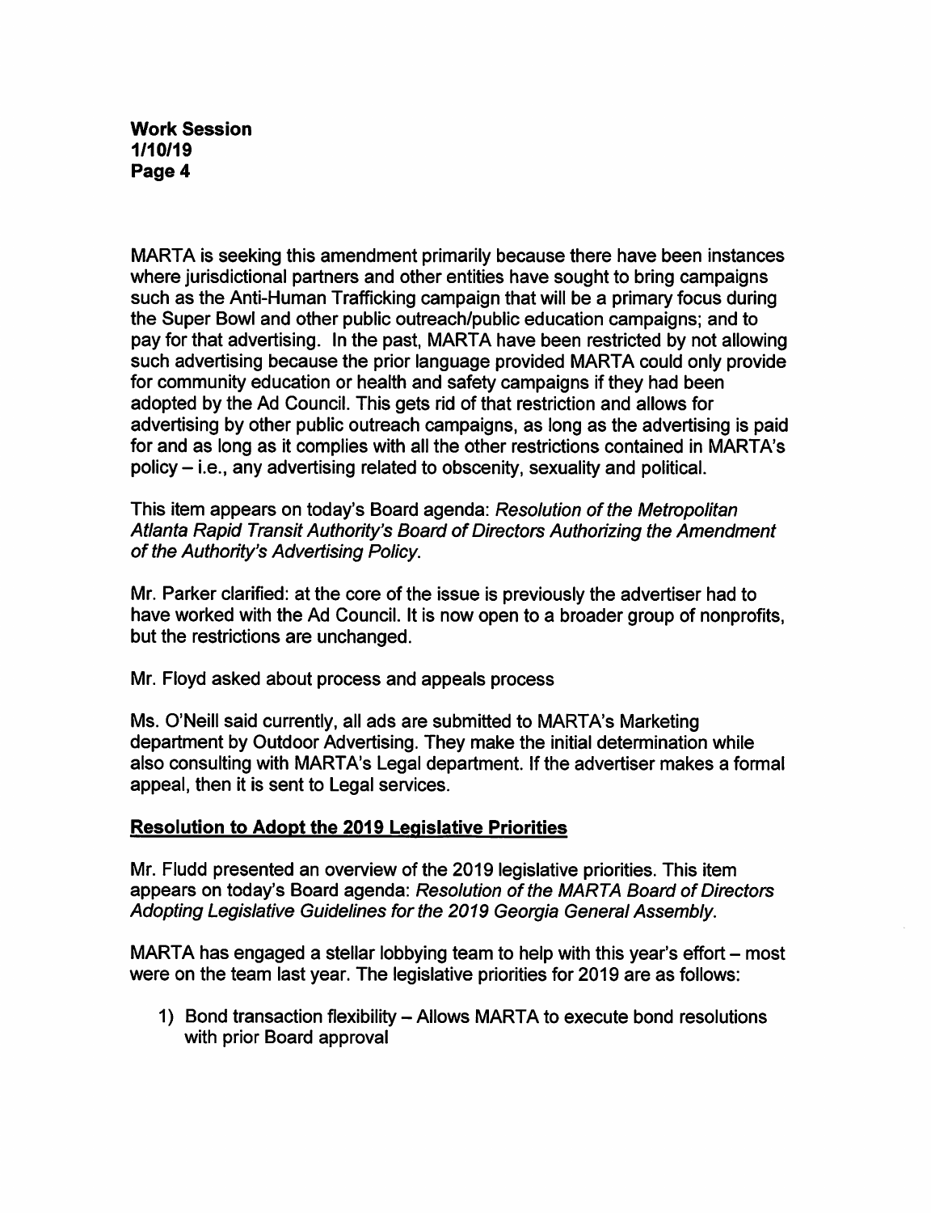MARTA is seeking this amendment primarily because there have been instances where jurisdictional partners and other entities have sought to bring campaigns such as the Anti-Human Trafficking campaign that will be a primary focus during the Super Bowl and other public outreach/public education campaigns; and to pay for that advertising. In the past, MARTA have been restricted by not allowing such advertising because the prior language provided MARTA could only provide for community education or health and safety campaigns if they had been adopted by the Ad Council. This gets rid of that restriction and allows for advertising by other public outreach campaigns, as long as the advertising is paid for and as long as it complies with all the other restrictions contained in MARTA's policy – i.e., any advertising related to obscenity, sexuality and political.

This item appears on today's Board agenda: *Resolution of the Metropolitan Atlanta Rapid Transit Authority's Board of Directors Authorizing the Amendment of the Authority's Advertising Policy.*

Mr. Parker clarified: at the core of the issue is previously the advertiser had to have worked with the Ad Council. It is now open to a broader group of nonprofits, but the restrictions are unchanged.

Mr. Floyd asked about process and appeals process

Ms. O'Neill said currently, all ads are submitted to MARTA's Marketing department by Outdoor Advertising. They make the initial determination while also consulting with MARTA's Legal department. If the advertiser makes a formal appeal, then it is sent to Legal services.

## Resolution to Adopt the 2019 Legislative Priorities

Mr. Fludd presented an overview of the 2019 legislative priorities. This item appears on today's Board agenda: *Resolution of the MARTA Board of Directors Adopting Legislative Guidelines for the 2019 Georgia General Assembly.*

MARTA has engaged a stellar lobbying team to help with this year's effort – most were on the team last year. The legislative priorities for 2019 are as follows:

1) Bond transaction flexibility – Allows MARTA to execute bond resolutions with prior Board approval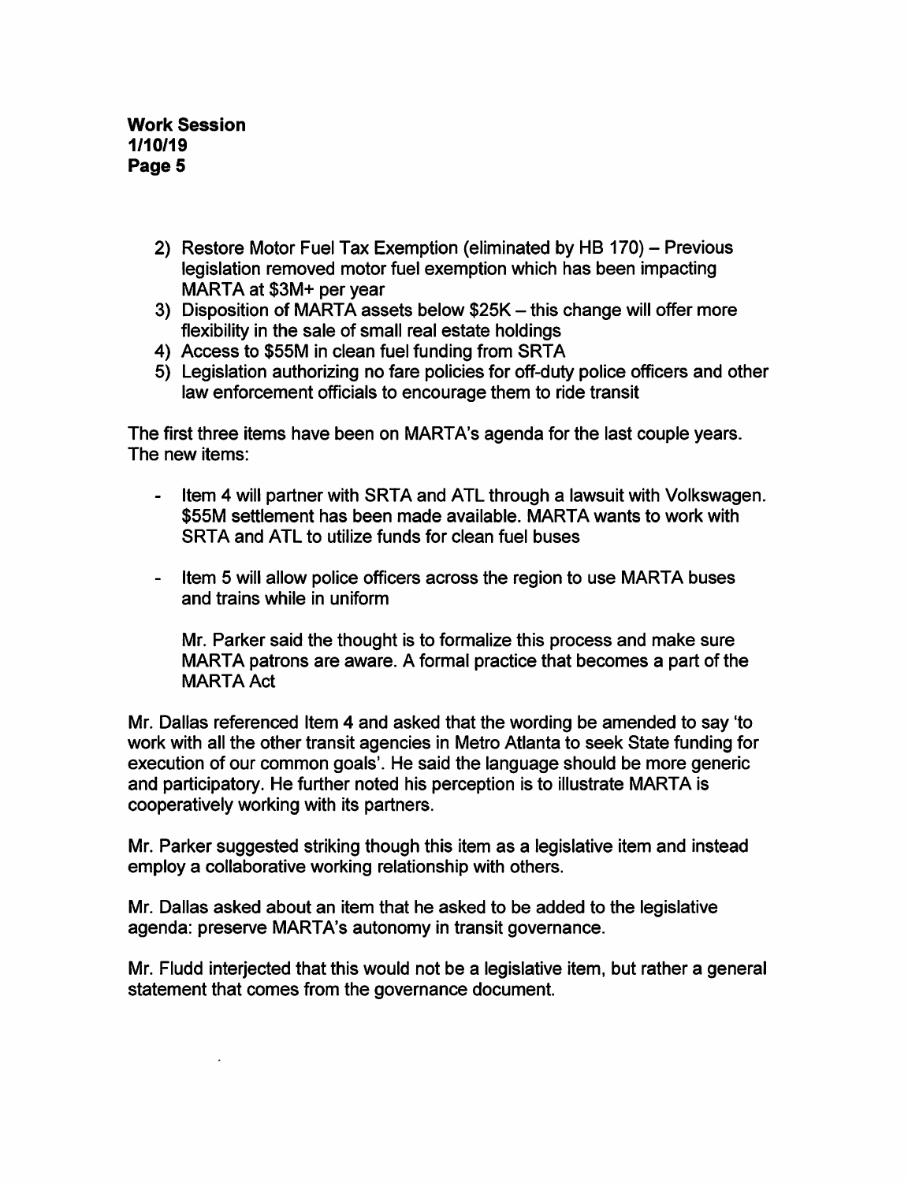2) Restore Motor Fuel Tax Exemption (eliminated by HB 170) – Previous legislation removed motor fuel exemption which has been impacting MARTA at $3M+ per year
3) Disposition of MARTA assets below $25K – this change will offer more flexibility in the sale of small real estate holdings
4) Access to $55M in clean fuel funding from SRTA
5) Legislation authorizing no fare policies for off-duty police officers and other law enforcement officials to encourage them to ride transit

The first three items have been on MARTA's agenda for the last couple years. The new items:

- Item 4 will partner with SRTA and ATL through a lawsuit with Volkswagen. $55M settlement has been made available. MARTA wants to work with SRTA and ATL to utilize funds for clean fuel buses

- Item 5 will allow police officers across the region to use MARTA buses and trains while in uniform

  Mr. Parker said the thought is to formalize this process and make sure MARTA patrons are aware. A formal practice that becomes a part of the MARTA Act

Mr. Dallas referenced Item 4 and asked that the wording be amended to say 'to work with all the other transit agencies in Metro Atlanta to seek State funding for execution of our common goals'. He said the language should be more generic and participatory. He further noted his perception is to illustrate MARTA is cooperatively working with its partners.

Mr. Parker suggested striking though this item as a legislative item and instead employ a collaborative working relationship with others.

Mr. Dallas asked about an item that he asked to be added to the legislative agenda: preserve MARTA's autonomy in transit governance.

Mr. Fludd interjected that this would not be a legislative item, but rather a general statement that comes from the governance document.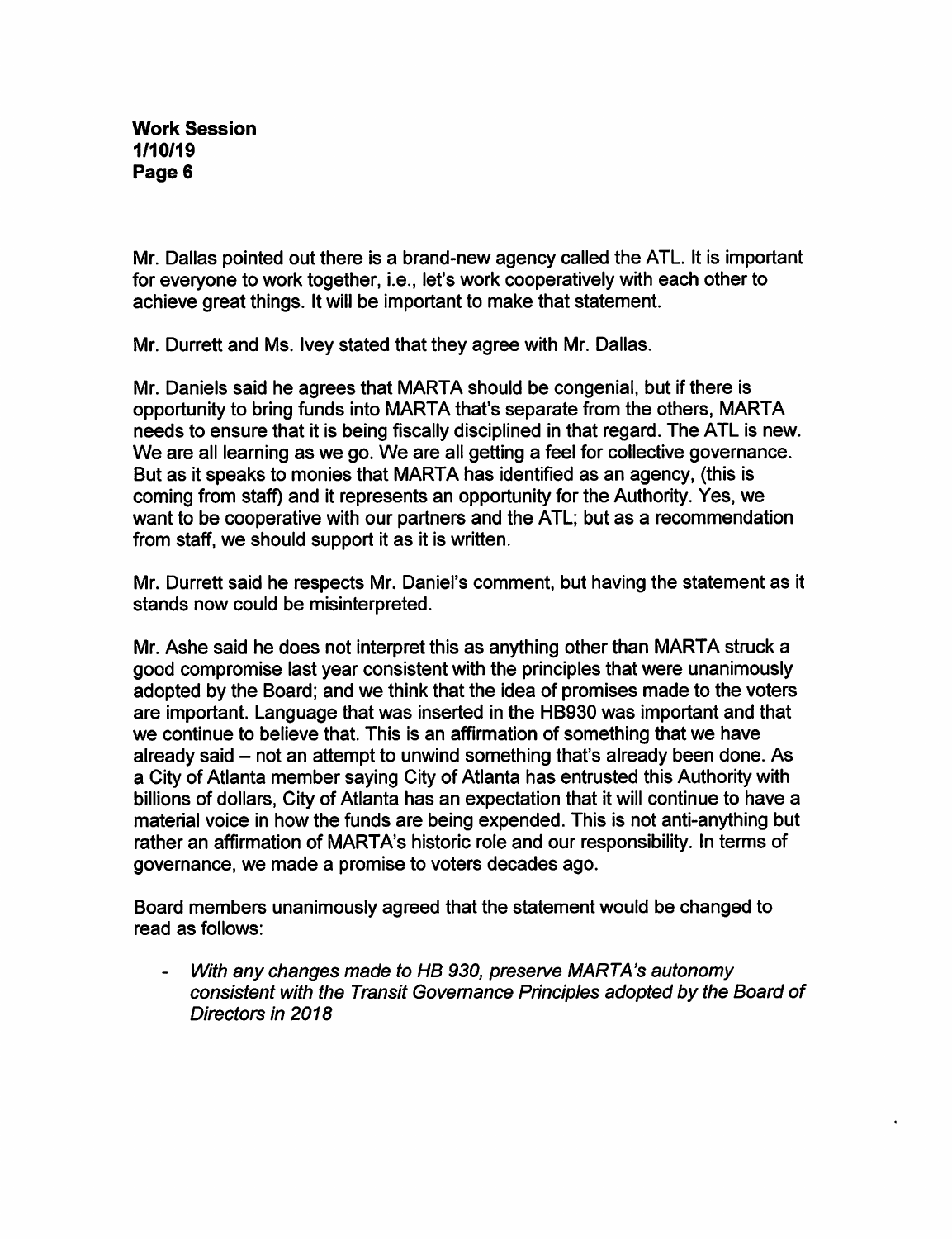Mr. Dallas pointed out there is a brand-new agency called the ATL. It is important for everyone to work together, i.e., let's work cooperatively with each other to achieve great things. It will be important to make that statement.

Mr. Durrett and Ms. Ivey stated that they agree with Mr. Dallas.

Mr. Daniels said he agrees that MARTA should be congenial, but if there is opportunity to bring funds into MARTA that's separate from the others, MARTA needs to ensure that it is being fiscally disciplined in that regard. The ATL is new. We are all learning as we go. We are all getting a feel for collective governance. But as it speaks to monies that MARTA has identified as an agency, (this is coming from staff) and it represents an opportunity for the Authority. Yes, we want to be cooperative with our partners and the ATL; but as a recommendation from staff, we should support it as it is written.

Mr. Durrett said he respects Mr. Daniel's comment, but having the statement as it stands now could be misinterpreted.

Mr. Ashe said he does not interpret this as anything other than MARTA struck a good compromise last year consistent with the principles that were unanimously adopted by the Board; and we think that the idea of promises made to the voters are important. Language that was inserted in the HB930 was important and that we continue to believe that. This is an affirmation of something that we have already said – not an attempt to unwind something that's already been done. As a City of Atlanta member saying City of Atlanta has entrusted this Authority with billions of dollars, City of Atlanta has an expectation that it will continue to have a material voice in how the funds are being expended. This is not anti-anything but rather an affirmation of MARTA's historic role and our responsibility. In terms of governance, we made a promise to voters decades ago.

Board members unanimously agreed that the statement would be changed to read as follows:

- *With any changes made to HB 930, preserve MARTA's autonomy consistent with the Transit Governance Principles adopted by the Board of Directors in 2018*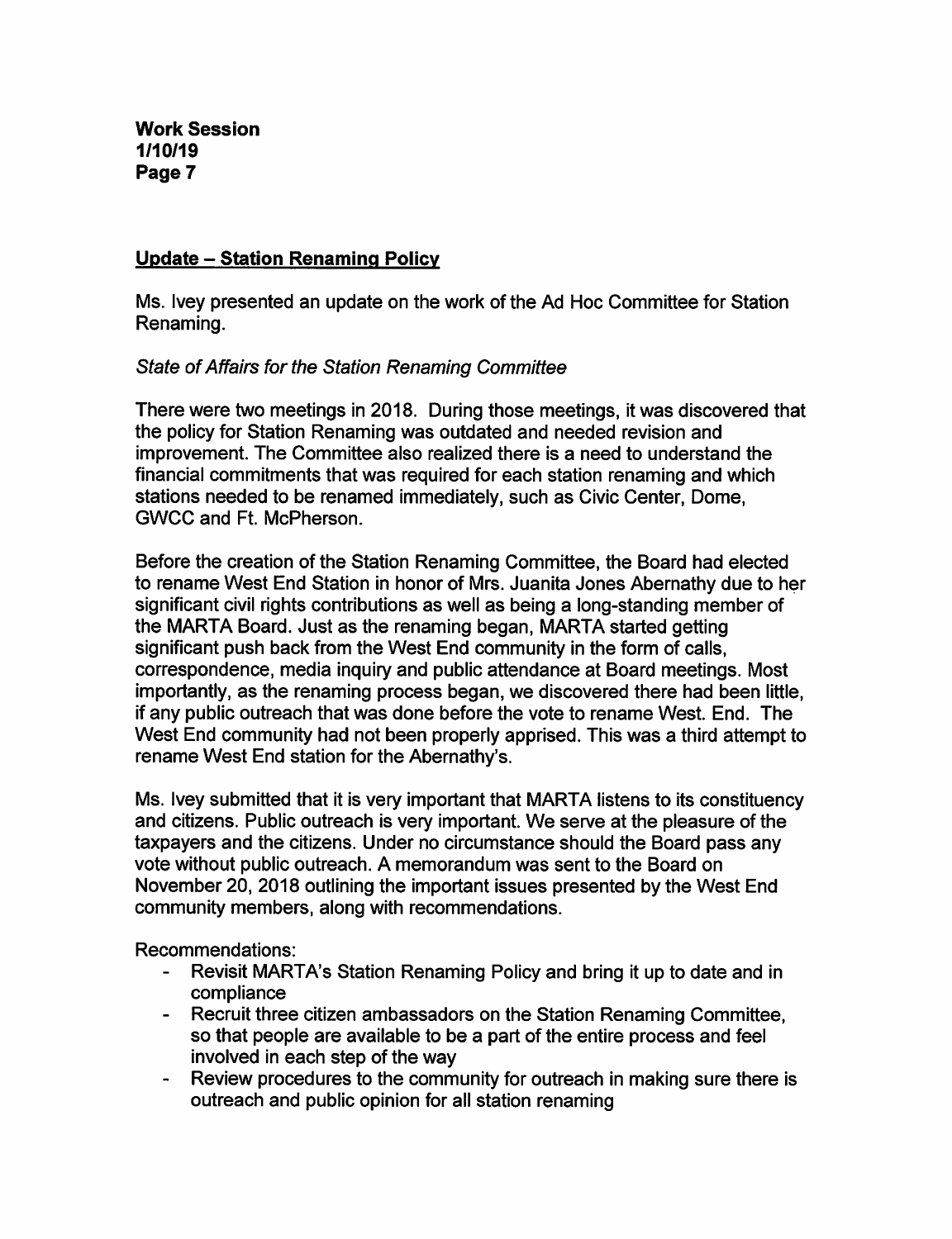## Update – Station Renaming Policy

Ms. Ivey presented an update on the work of the Ad Hoc Committee for Station Renaming.

*State of Affairs for the Station Renaming Committee*

There were two meetings in 2018. During those meetings, it was discovered that the policy for Station Renaming was outdated and needed revision and improvement. The Committee also realized there is a need to understand the financial commitments that was required for each station renaming and which stations needed to be renamed immediately, such as Civic Center, Dome, GWCC and Ft. McPherson.

Before the creation of the Station Renaming Committee, the Board had elected to rename West End Station in honor of Mrs. Juanita Jones Abernathy due to her significant civil rights contributions as well as being a long-standing member of the MARTA Board. Just as the renaming began, MARTA started getting significant push back from the West End community in the form of calls, correspondence, media inquiry and public attendance at Board meetings. Most importantly, as the renaming process began, we discovered there had been little, if any public outreach that was done before the vote to rename West. End. The West End community had not been properly apprised. This was a third attempt to rename West End station for the Abernathy's.

Ms. Ivey submitted that it is very important that MARTA listens to its constituency and citizens. Public outreach is very important. We serve at the pleasure of the taxpayers and the citizens. Under no circumstance should the Board pass any vote without public outreach. A memorandum was sent to the Board on November 20, 2018 outlining the important issues presented by the West End community members, along with recommendations.

Recommendations:

- Revisit MARTA's Station Renaming Policy and bring it up to date and in compliance
- Recruit three citizen ambassadors on the Station Renaming Committee, so that people are available to be a part of the entire process and feel involved in each step of the way
- Review procedures to the community for outreach in making sure there is outreach and public opinion for all station renaming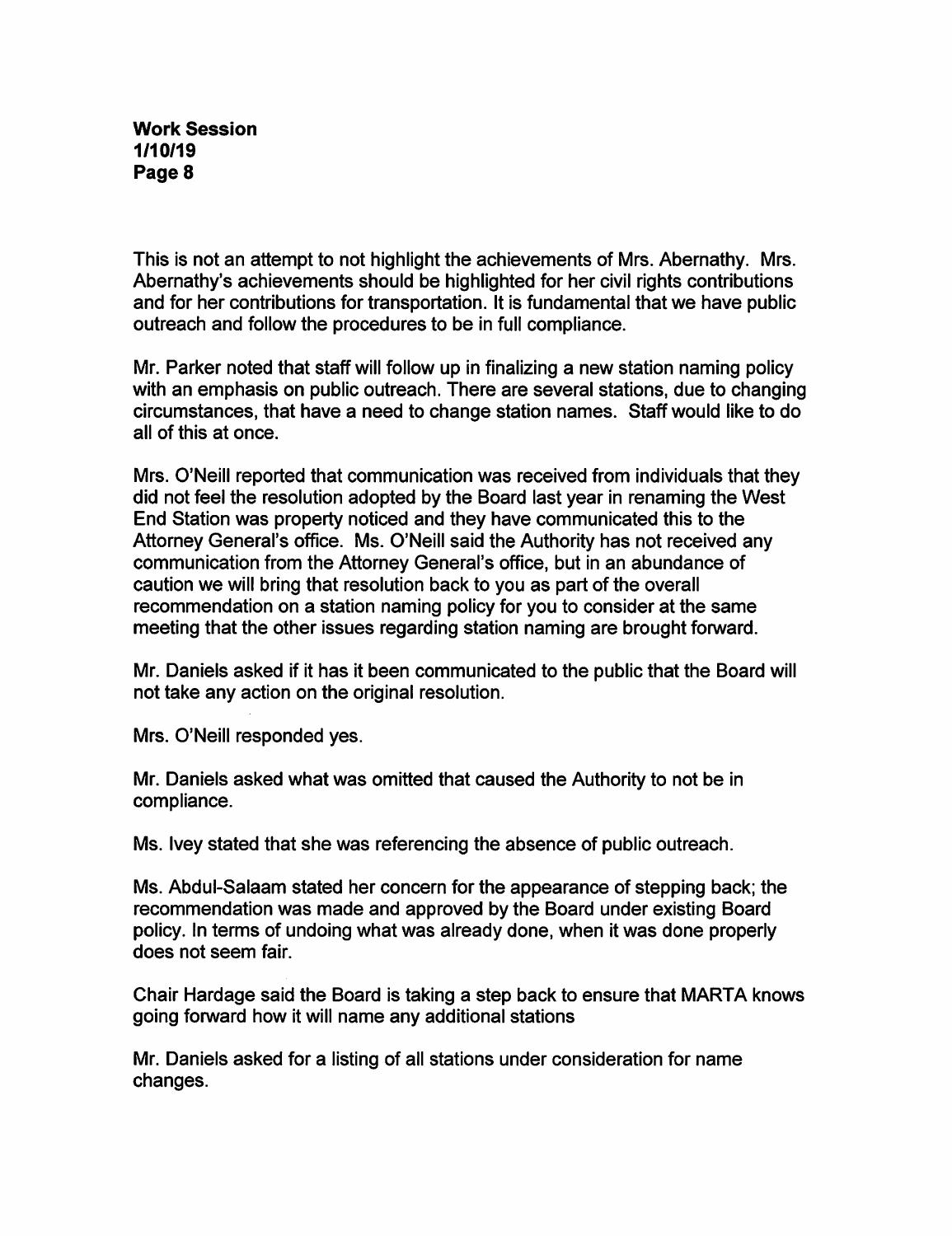This is not an attempt to not highlight the achievements of Mrs. Abernathy. Mrs. Abernathy's achievements should be highlighted for her civil rights contributions and for her contributions for transportation. It is fundamental that we have public outreach and follow the procedures to be in full compliance.

Mr. Parker noted that staff will follow up in finalizing a new station naming policy with an emphasis on public outreach. There are several stations, due to changing circumstances, that have a need to change station names. Staff would like to do all of this at once.

Mrs. O'Neill reported that communication was received from individuals that they did not feel the resolution adopted by the Board last year in renaming the West End Station was property noticed and they have communicated this to the Attorney General's office. Ms. O'Neill said the Authority has not received any communication from the Attorney General's office, but in an abundance of caution we will bring that resolution back to you as part of the overall recommendation on a station naming policy for you to consider at the same meeting that the other issues regarding station naming are brought forward.

Mr. Daniels asked if it has it been communicated to the public that the Board will not take any action on the original resolution.

Mrs. O'Neill responded yes.

Mr. Daniels asked what was omitted that caused the Authority to not be in compliance.

Ms. Ivey stated that she was referencing the absence of public outreach.

Ms. Abdul-Salaam stated her concern for the appearance of stepping back; the recommendation was made and approved by the Board under existing Board policy. In terms of undoing what was already done, when it was done properly does not seem fair.

Chair Hardage said the Board is taking a step back to ensure that MARTA knows going forward how it will name any additional stations

Mr. Daniels asked for a listing of all stations under consideration for name changes.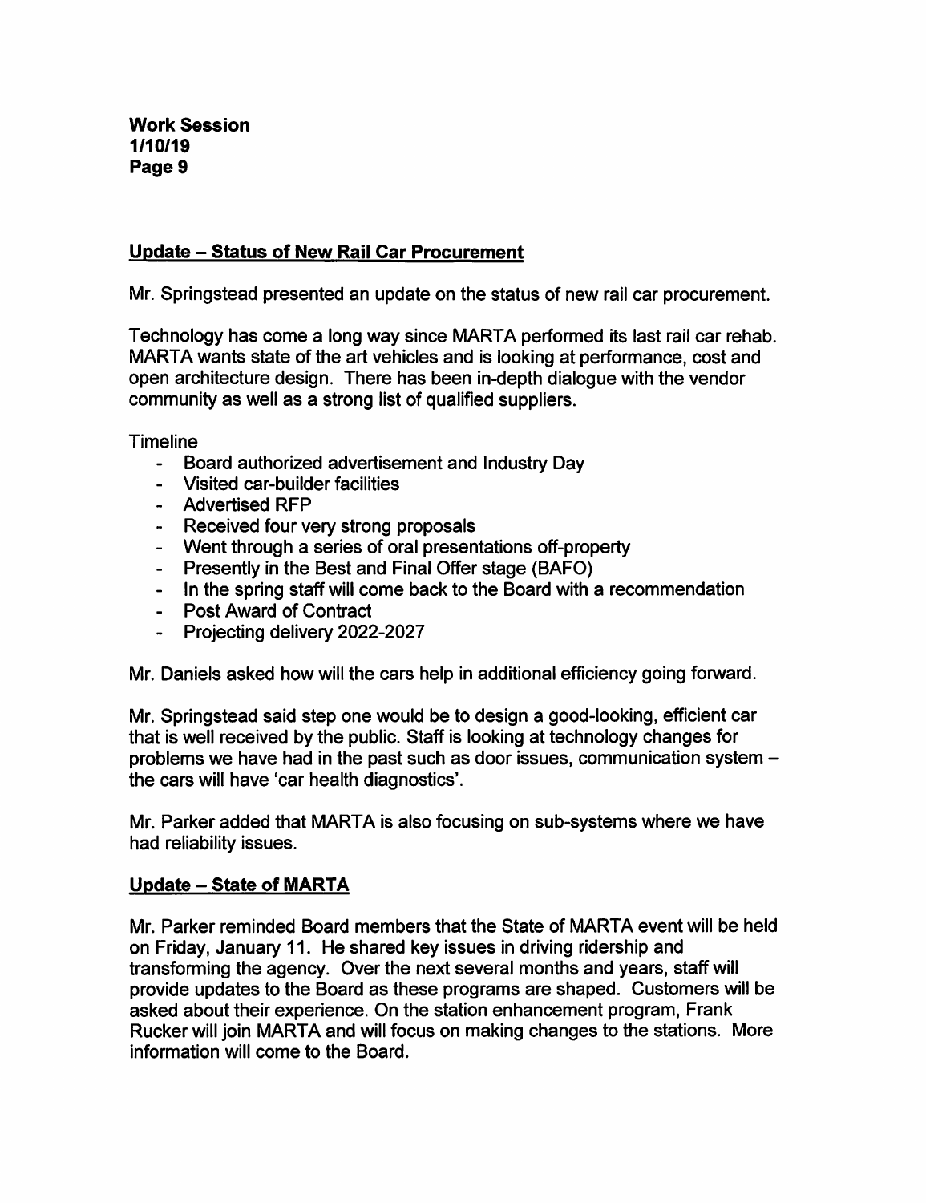## Update – Status of New Rail Car Procurement

Mr. Springstead presented an update on the status of new rail car procurement.

Technology has come a long way since MARTA performed its last rail car rehab. MARTA wants state of the art vehicles and is looking at performance, cost and open architecture design. There has been in-depth dialogue with the vendor community as well as a strong list of qualified suppliers.

Timeline

- Board authorized advertisement and Industry Day
- Visited car-builder facilities
- Advertised RFP
- Received four very strong proposals
- Went through a series of oral presentations off-property
- Presently in the Best and Final Offer stage (BAFO)
- In the spring staff will come back to the Board with a recommendation
- Post Award of Contract
- Projecting delivery 2022-2027

Mr. Daniels asked how will the cars help in additional efficiency going forward.

Mr. Springstead said step one would be to design a good-looking, efficient car that is well received by the public. Staff is looking at technology changes for problems we have had in the past such as door issues, communication system – the cars will have 'car health diagnostics'.

Mr. Parker added that MARTA is also focusing on sub-systems where we have had reliability issues.

## Update – State of MARTA

Mr. Parker reminded Board members that the State of MARTA event will be held on Friday, January 11. He shared key issues in driving ridership and transforming the agency. Over the next several months and years, staff will provide updates to the Board as these programs are shaped. Customers will be asked about their experience. On the station enhancement program, Frank Rucker will join MARTA and will focus on making changes to the stations. More information will come to the Board.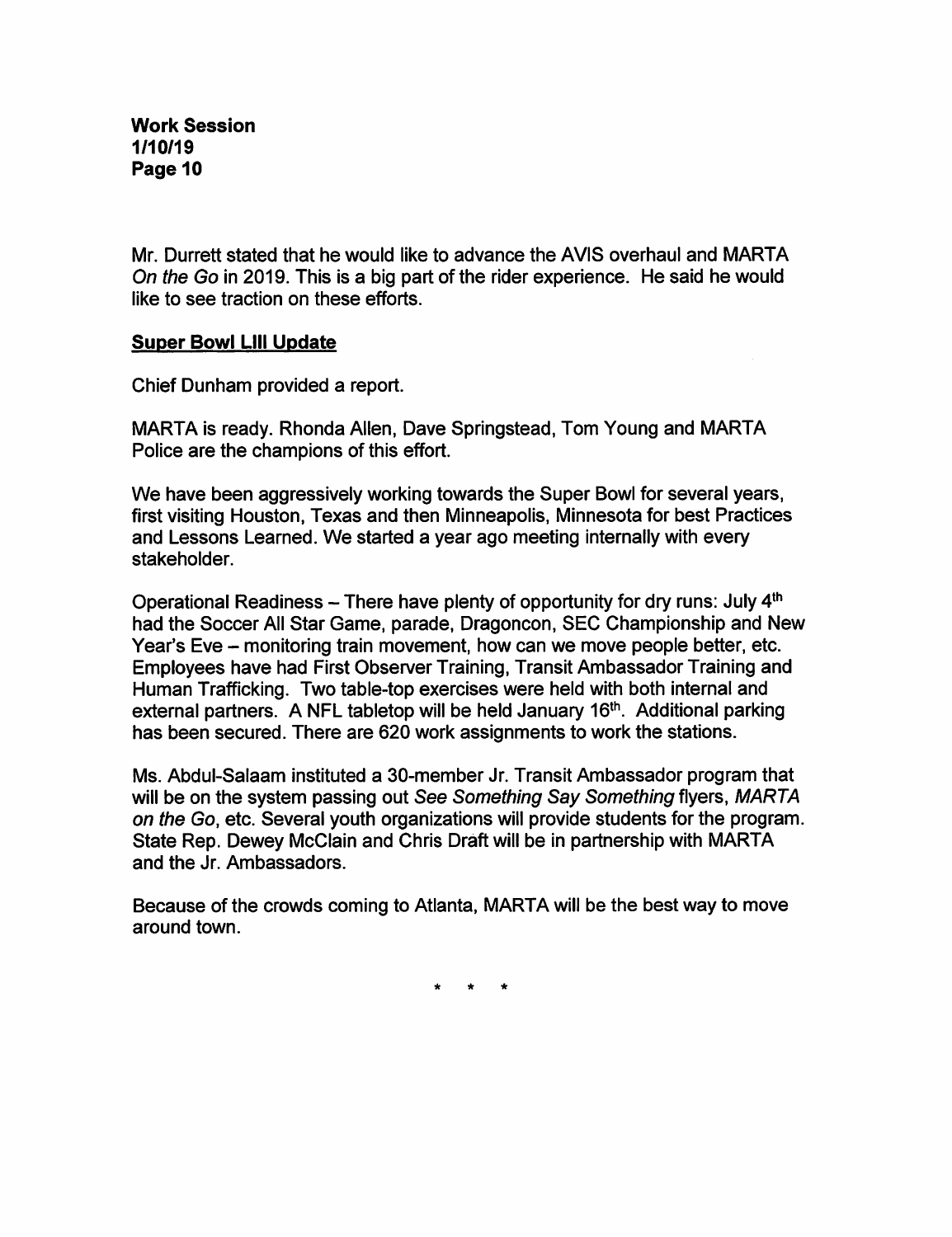Mr. Durrett stated that he would like to advance the AVIS overhaul and MARTA *On the Go* in 2019. This is a big part of the rider experience. He said he would like to see traction on these efforts.

**Super Bowl LIII Update**

Chief Dunham provided a report.

MARTA is ready. Rhonda Allen, Dave Springstead, Tom Young and MARTA Police are the champions of this effort.

We have been aggressively working towards the Super Bowl for several years, first visiting Houston, Texas and then Minneapolis, Minnesota for best Practices and Lessons Learned. We started a year ago meeting internally with every stakeholder.

Operational Readiness – There have plenty of opportunity for dry runs: July 4th had the Soccer All Star Game, parade, Dragoncon, SEC Championship and New Year's Eve – monitoring train movement, how can we move people better, etc. Employees have had First Observer Training, Transit Ambassador Training and Human Trafficking. Two table-top exercises were held with both internal and external partners. A NFL tabletop will be held January 16th. Additional parking has been secured. There are 620 work assignments to work the stations.

Ms. Abdul-Salaam instituted a 30-member Jr. Transit Ambassador program that will be on the system passing out *See Something Say Something* flyers, *MARTA on the Go*, etc. Several youth organizations will provide students for the program. State Rep. Dewey McClain and Chris Draft will be in partnership with MARTA and the Jr. Ambassadors.

Because of the crowds coming to Atlanta, MARTA will be the best way to move around town.

\* \* \*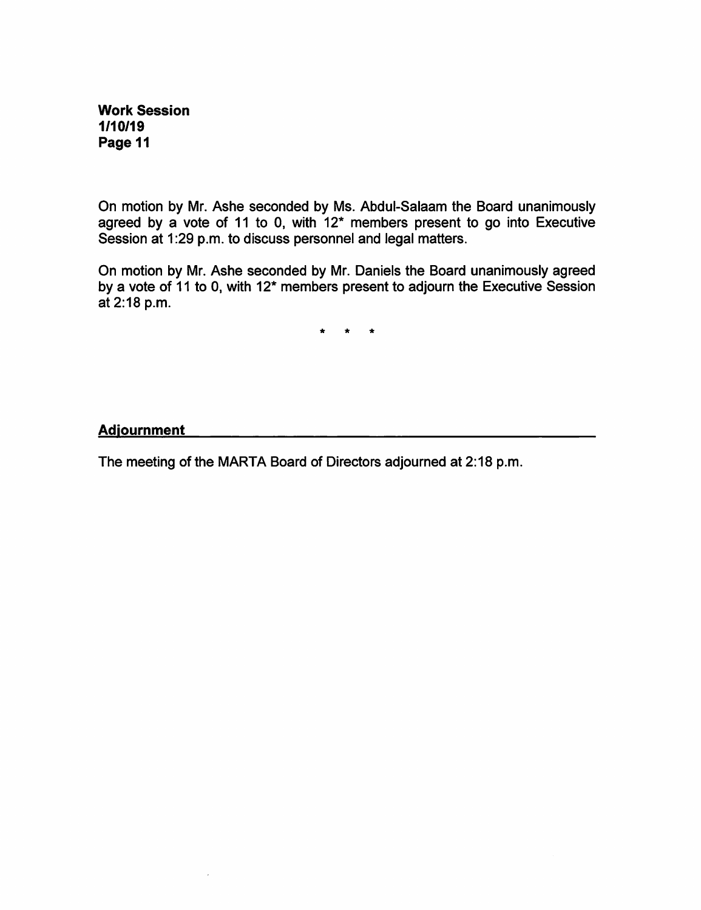On motion by Mr. Ashe seconded by Ms. Abdul-Salaam the Board unanimously agreed by a vote of 11 to 0, with 12* members present to go into Executive Session at 1:29 p.m. to discuss personnel and legal matters.

On motion by Mr. Ashe seconded by Mr. Daniels the Board unanimously agreed by a vote of 11 to 0, with 12* members present to adjourn the Executive Session at 2:18 p.m.

\* \* \*

## Adjournment

The meeting of the MARTA Board of Directors adjourned at 2:18 p.m.